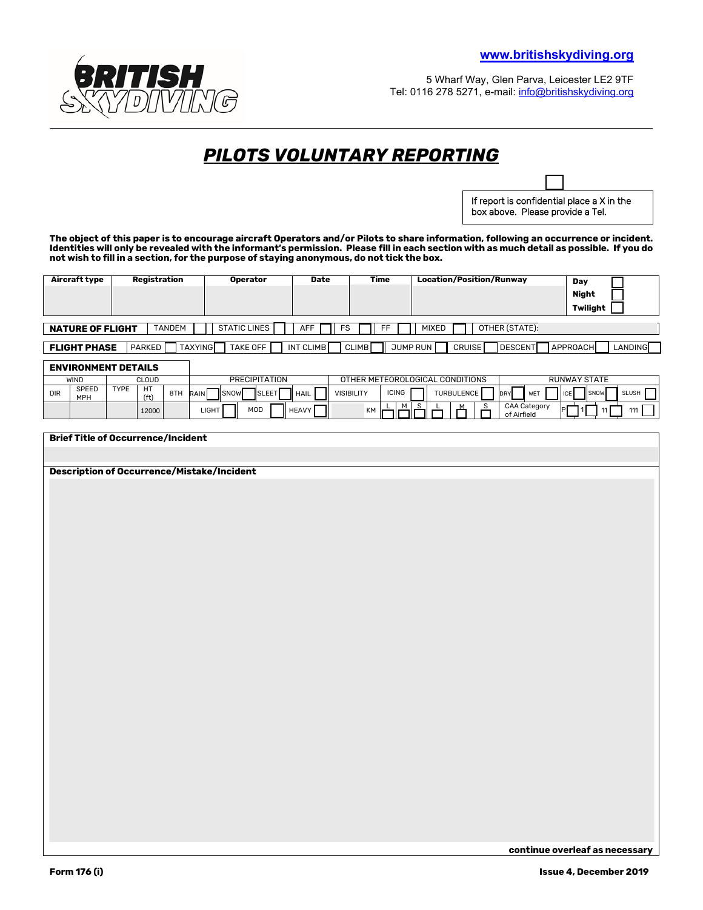**BRITISH SKYDIVING**

www.britishskydiving.org

5 Wharf Way, Glen Parva, Leicester LE2 9TF
Tel: 0116 278 5271, e-mail: info@britishskydiving.org

# *PILOTS VOLUNTARY REPORTING*

☐ If report is confidential place a X in the box above. Please provide a Tel.

**The object of this paper is to encourage aircraft Operators and/or Pilots to share information, following an occurrence or incident. Identities will only be revealed with the informant's permission. Please fill in each section with as much detail as possible. If you do not wish to fill in a section, for the purpose of staying anonymous, do not tick the box.**

| Aircraft type | Registration | Operator | Date | Time | Location/Position/Runway | Day ☐ Night ☐ Twilight ☐ |
|---|---|---|---|---|---|---|
| | | | | | | |

**NATURE OF FLIGHT** TANDEM ☐ STATIC LINES ☐ AFF ☐ FS ☐ FF ☐ MIXED ☐ OTHER (STATE):

**FLIGHT PHASE** PARKED ☐ TAXYING ☐ TAKE OFF ☐ INT CLIMB ☐ CLIMB ☐ JUMP RUN ☐ CRUISE ☐ DESCENT ☐ APPROACH ☐ LANDING ☐

**ENVIRONMENT DETAILS**

| WIND | | CLOUD | | | PRECIPITATION | | | | OTHER METEOROLOGICAL CONDITIONS | | | RUNWAY STATE | | | | |
|---|---|---|---|---|---|---|---|---|---|---|---|---|---|---|---|---|
| DIR | SPEED MPH | TYPE | HT (ft) | 8TH | RAIN ☐ | SNOW ☐ | SLEET ☐ | HAIL ☐ | VISIBILITY | ICING ☐ | TURBULENCE ☐ | DRY ☐ | WET ☐ | ICE ☐ | SNOW ☐ | SLUSH ☐ |
| | | | 12000 | | LIGHT ☐ | MOD ☐ | HEAVY ☐ | | KM | L ☐ M ☐ S ☐ | L ☐ M ☐ S ☐ | CAA Category of Airfield | P ☐ | 1 ☐ | 11 ☐ | 111 ☐ |

**Brief Title of Occurrence/Incident**

**Description of Occurrence/Mistake/Incident**

**continue overleaf as necessary**

**Form 176 (i)** **Issue 4, December 2019**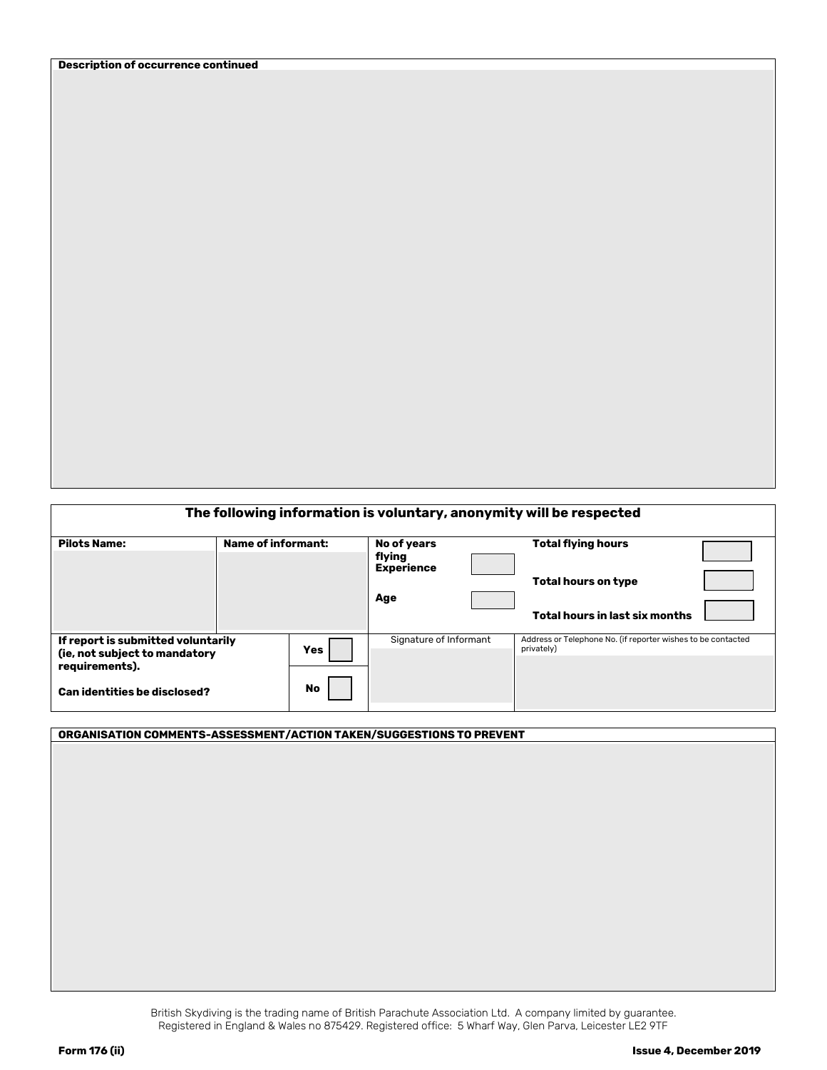**Description of occurrence continued**

**The following information is voluntary, anonymity will be respected**

| Pilots Name: | Name of informant: | No of years flying Experience | | Total flying hours | |
|---|---|---|---|---|---|
| | | Age | | Total hours on type | |
| | | | | Total hours in last six months | |

| | | | |
|---|---|---|---|
| **If report is submitted voluntarily (ie, not subject to mandatory requirements).** | **Yes** | Signature of Informant | Address or Telephone No. (if reporter wishes to be contacted privately) |
| **Can identities be disclosed?** | **No** | | |

**ORGANISATION COMMENTS-ASSESSMENT/ACTION TAKEN/SUGGESTIONS TO PREVENT**

British Skydiving is the trading name of British Parachute Association Ltd. A company limited by guarantee.
Registered in England & Wales no 875429. Registered office: 5 Wharf Way, Glen Parva, Leicester LE2 9TF

**Form 176 (ii)** **Issue 4, December 2019**